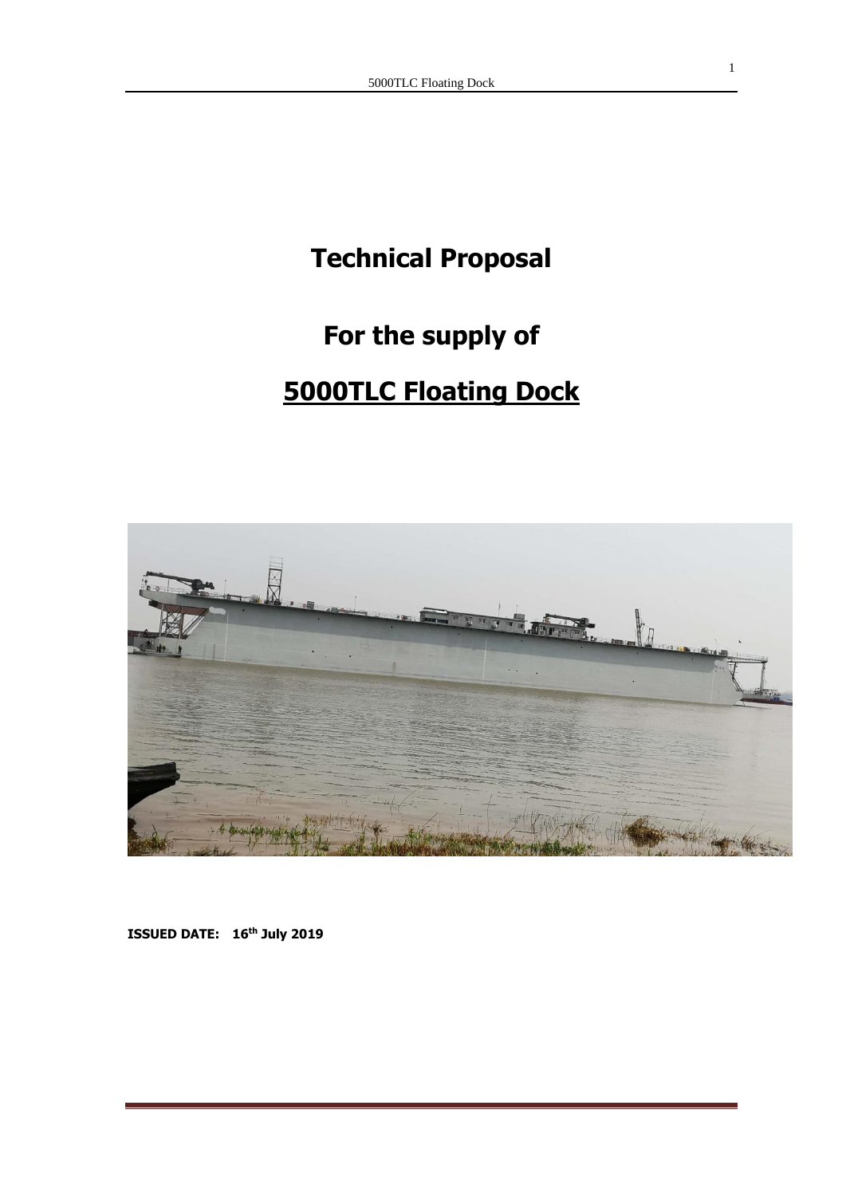# Technical Proposal

# For the supply of

# 5000TLC Floating Dock

**ISSUED DATE: 16th July 2019**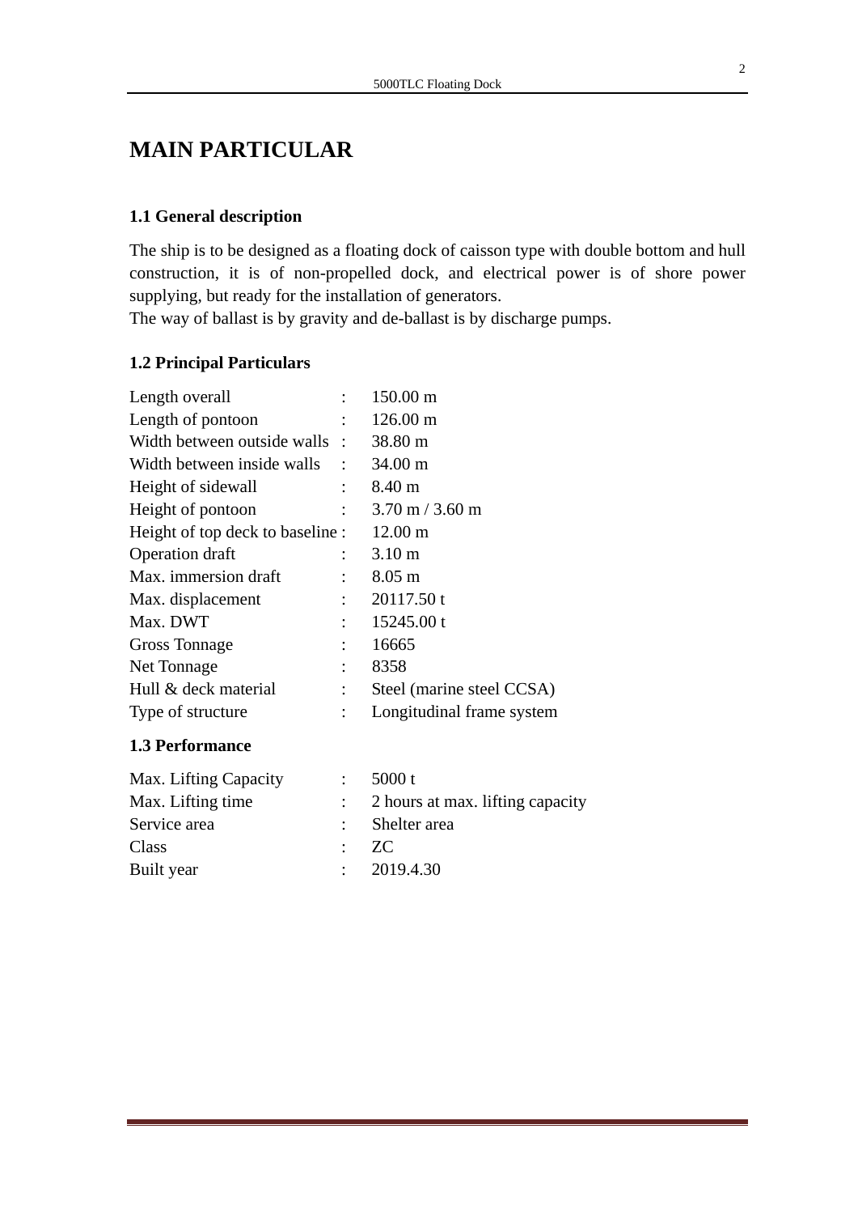# MAIN PARTICULAR

## 1.1 General description

The ship is to be designed as a floating dock of caisson type with double bottom and hull construction, it is of non-propelled dock, and electrical power is of shore power supplying, but ready for the installation of generators.
The way of ballast is by gravity and de-ballast is by discharge pumps.

## 1.2 Principal Particulars

| | | |
|---|---|---|
| Length overall | : | 150.00 m |
| Length of pontoon | : | 126.00 m |
| Width between outside walls | : | 38.80 m |
| Width between inside walls | : | 34.00 m |
| Height of sidewall | : | 8.40 m |
| Height of pontoon | : | 3.70 m / 3.60 m |
| Height of top deck to baseline | : | 12.00 m |
| Operation draft | : | 3.10 m |
| Max. immersion draft | : | 8.05 m |
| Max. displacement | : | 20117.50 t |
| Max. DWT | : | 15245.00 t |
| Gross Tonnage | : | 16665 |
| Net Tonnage | : | 8358 |
| Hull & deck material | : | Steel (marine steel CCSA) |
| Type of structure | : | Longitudinal frame system |

## 1.3 Performance

| | | |
|---|---|---|
| Max. Lifting Capacity | : | 5000 t |
| Max. Lifting time | : | 2 hours at max. lifting capacity |
| Service area | : | Shelter area |
| Class | : | ZC |
| Built year | : | 2019.4.30 |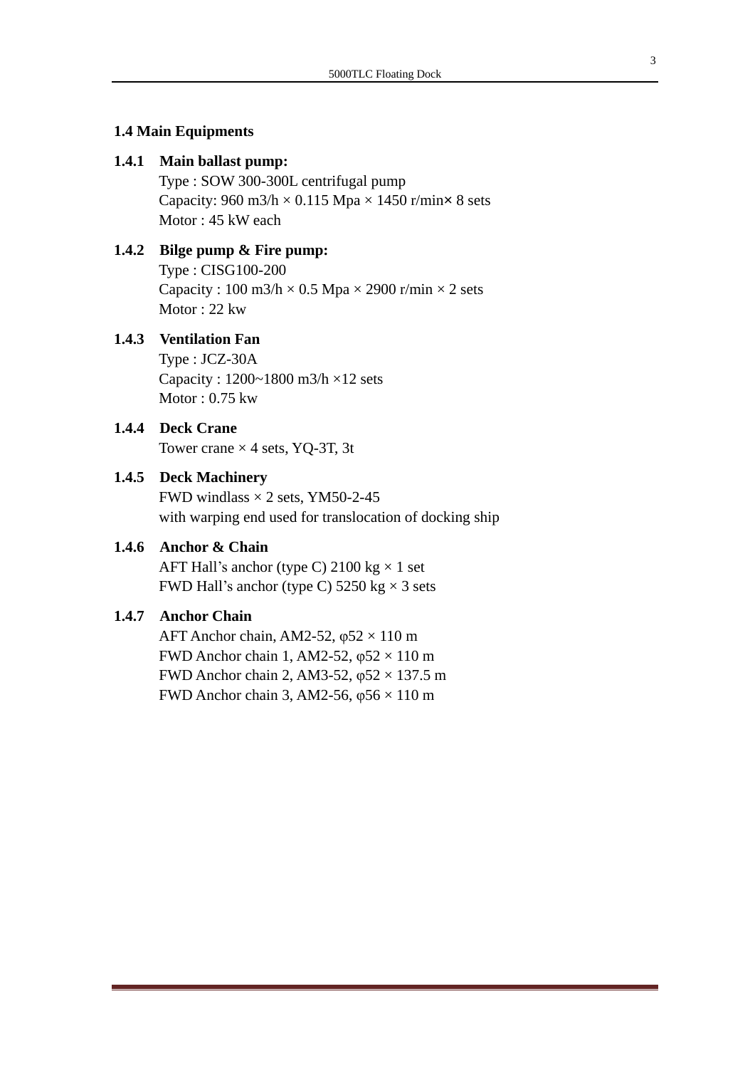## 1.4 Main Equipments

### 1.4.1 Main ballast pump:

Type : SOW 300-300L centrifugal pump
Capacity: 960 m3/h × 0.115 Mpa × 1450 r/min× 8 sets
Motor : 45 kW each

### 1.4.2 Bilge pump & Fire pump:

Type : CISG100-200
Capacity : 100 m3/h × 0.5 Mpa × 2900 r/min × 2 sets
Motor : 22 kw

### 1.4.3 Ventilation Fan

Type : JCZ-30A
Capacity : 1200~1800 m3/h ×12 sets
Motor : 0.75 kw

### 1.4.4 Deck Crane

Tower crane × 4 sets, YQ-3T, 3t

### 1.4.5 Deck Machinery

FWD windlass × 2 sets, YM50-2-45
with warping end used for translocation of docking ship

### 1.4.6 Anchor & Chain

AFT Hall's anchor (type C) 2100 kg × 1 set
FWD Hall's anchor (type C) 5250 kg × 3 sets

### 1.4.7 Anchor Chain

AFT Anchor chain, AM2-52, φ52 × 110 m
FWD Anchor chain 1, AM2-52, φ52 × 110 m
FWD Anchor chain 2, AM3-52, φ52 × 137.5 m
FWD Anchor chain 3, AM2-56, φ56 × 110 m